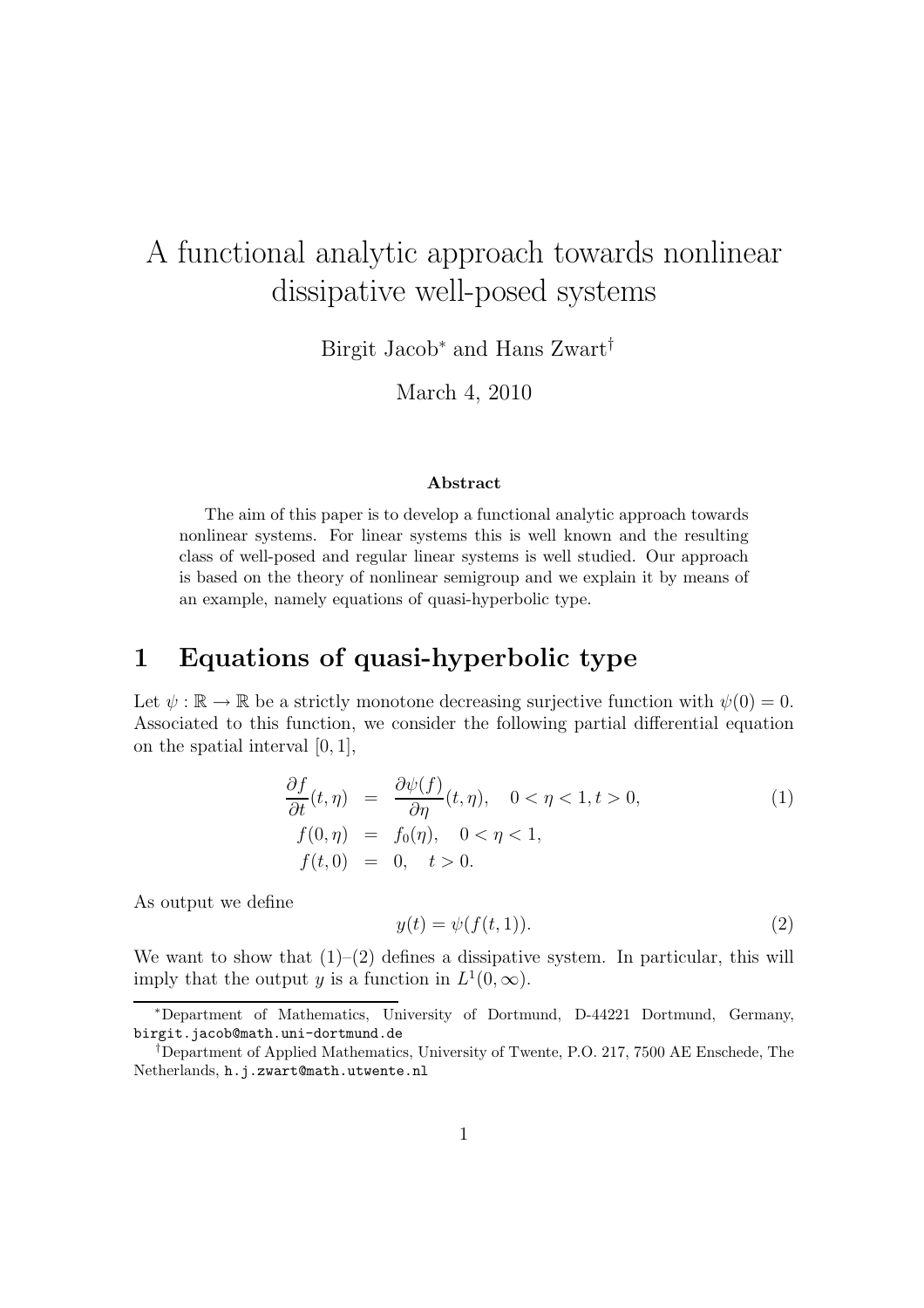# A functional analytic approach towards nonlinear dissipative well-posed systems

Birgit Jacob[*] and Hans Zwart[†]

March 4, 2010

### Abstract

The aim of this paper is to develop a functional analytic approach towards nonlinear systems. For linear systems this is well known and the resulting class of well-posed and regular linear systems is well studied. Our approach is based on the theory of nonlinear semigroup and we explain it by means of an example, namely equations of quasi-hyperbolic type.

## 1 Equations of quasi-hyperbolic type

Let $\psi : \mathbb{R} \to \mathbb{R}$ be a strictly monotone decreasing surjective function with $\psi(0) = 0$. Associated to this function, we consider the following partial differential equation on the spatial interval $[0, 1]$,

$$
\begin{aligned}
\frac{\partial f}{\partial t}(t, \eta) &= \frac{\partial \psi(f)}{\partial \eta}(t, \eta), \quad 0 < \eta < 1, t > 0, \\
f(0, \eta) &= f_0(\eta), \quad 0 < \eta < 1, \\
f(t, 0) &= 0, \quad t > 0.
\end{aligned}
\tag{1}
$$

As output we define

$$
y(t) = \psi(f(t, 1)). \tag{2}
$$

We want to show that (1)–(2) defines a dissipative system. In particular, this will imply that the output $y$ is a function in $L^1(0, \infty)$.

[*] Department of Mathematics, University of Dortmund, D-44221 Dortmund, Germany, birgit.jacob@math.uni-dortmund.de

[†] Department of Applied Mathematics, University of Twente, P.O. 217, 7500 AE Enschede, The Netherlands, h.j.zwart@math.utwente.nl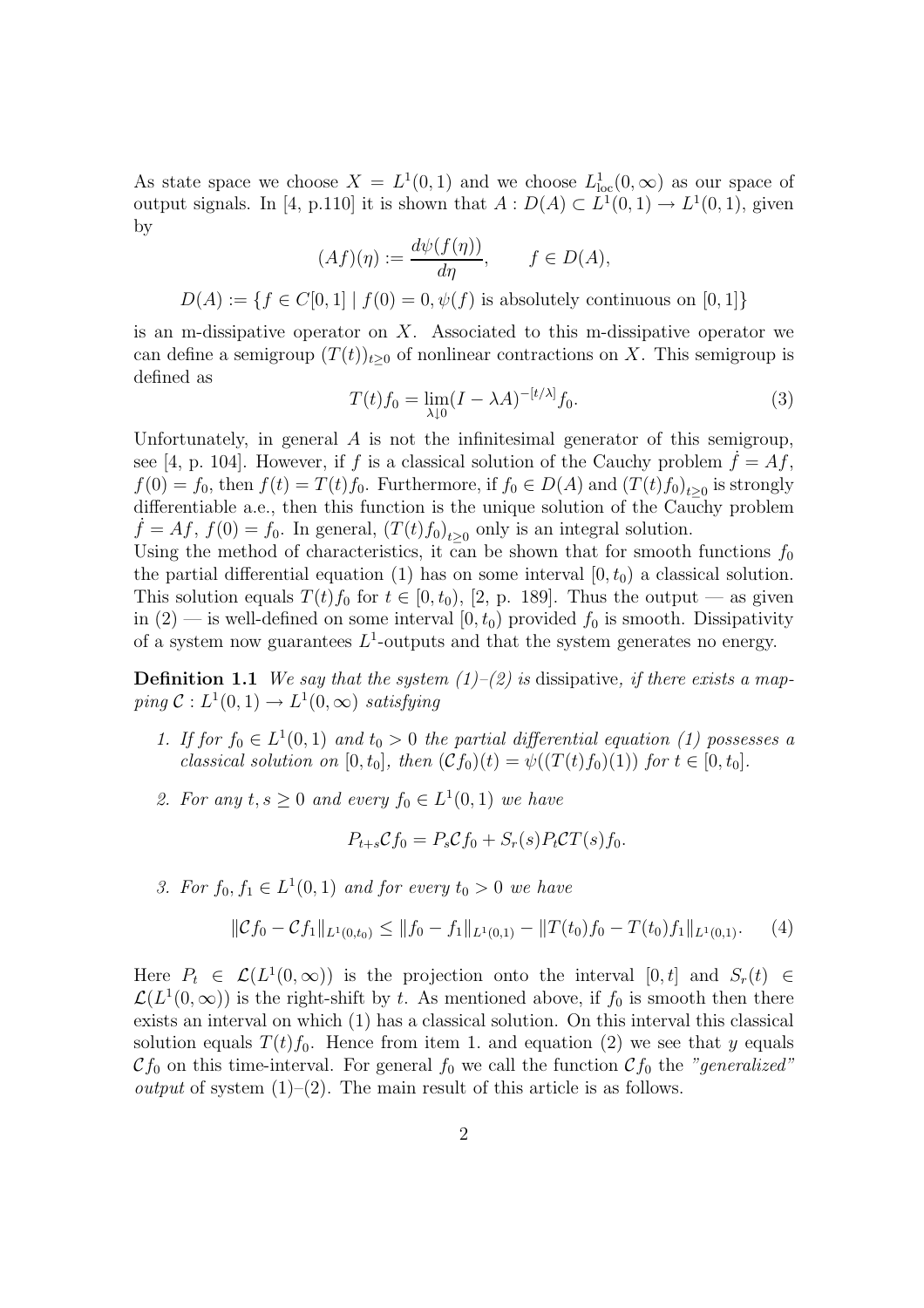As state space we choose $X = L^1(0,1)$ and we choose $L^1_{\rm loc}(0,\infty)$ as our space of output signals. In [4, p.110] it is shown that $A : D(A) \subset L^1(0,1) \to L^1(0,1)$, given by

$$(Af)(\eta) := \frac{d\psi(f(\eta))}{d\eta}, \qquad f \in D(A),$$

$$D(A) := \{f \in C[0,1] \mid f(0) = 0, \psi(f) \text{ is absolutely continuous on } [0,1]\}$$

is an m-dissipative operator on $X$. Associated to this m-dissipative operator we can define a semigroup $(T(t))_{t\geq 0}$ of nonlinear contractions on $X$. This semigroup is defined as

$$T(t)f_0 = \lim_{\lambda \downarrow 0} (I - \lambda A)^{-[t/\lambda]} f_0. \tag{3}$$

Unfortunately, in general $A$ is not the infinitesimal generator of this semigroup, see [4, p. 104]. However, if $f$ is a classical solution of the Cauchy problem $\dot{f} = Af$, $f(0) = f_0$, then $f(t) = T(t)f_0$. Furthermore, if $f_0 \in D(A)$ and $(T(t)f_0)_{t\geq 0}$ is strongly differentiable a.e., then this function is the unique solution of the Cauchy problem $\dot{f} = Af$, $f(0) = f_0$. In general, $(T(t)f_0)_{t\geq 0}$ only is an integral solution.
Using the method of characteristics, it can be shown that for smooth functions $f_0$ the partial differential equation (1) has on some interval $[0, t_0)$ a classical solution. This solution equals $T(t)f_0$ for $t \in [0, t_0)$, [2, p. 189]. Thus the output — as given in (2) — is well-defined on some interval $[0, t_0)$ provided $f_0$ is smooth. Dissipativity of a system now guarantees $L^1$-outputs and that the system generates no energy.

**Definition 1.1** *We say that the system (1)–(2) is* dissipative*, if there exists a mapping $\mathcal{C} : L^1(0,1) \to L^1(0,\infty)$ satisfying*

1. *If for $f_0 \in L^1(0,1)$ and $t_0 > 0$ the partial differential equation (1) possesses a classical solution on $[0, t_0]$, then $(\mathcal{C}f_0)(t) = \psi((T(t)f_0)(1))$ for $t \in [0, t_0]$.*

2. *For any $t, s \geq 0$ and every $f_0 \in L^1(0,1)$ we have*

$$P_{t+s}\mathcal{C}f_0 = P_s\mathcal{C}f_0 + S_r(s)P_t\mathcal{C}T(s)f_0.$$

3. *For $f_0, f_1 \in L^1(0,1)$ and for every $t_0 > 0$ we have*

$$\|\mathcal{C}f_0 - \mathcal{C}f_1\|_{L^1(0,t_0)} \leq \|f_0 - f_1\|_{L^1(0,1)} - \|T(t_0)f_0 - T(t_0)f_1\|_{L^1(0,1)}. \tag{4}$$

Here $P_t \in \mathcal{L}(L^1(0,\infty))$ is the projection onto the interval $[0,t]$ and $S_r(t) \in \mathcal{L}(L^1(0,\infty))$ is the right-shift by $t$. As mentioned above, if $f_0$ is smooth then there exists an interval on which (1) has a classical solution. On this interval this classical solution equals $T(t)f_0$. Hence from item 1. and equation (2) we see that $y$ equals $\mathcal{C}f_0$ on this time-interval. For general $f_0$ we call the function $\mathcal{C}f_0$ the *"generalized" output* of system (1)–(2). The main result of this article is as follows.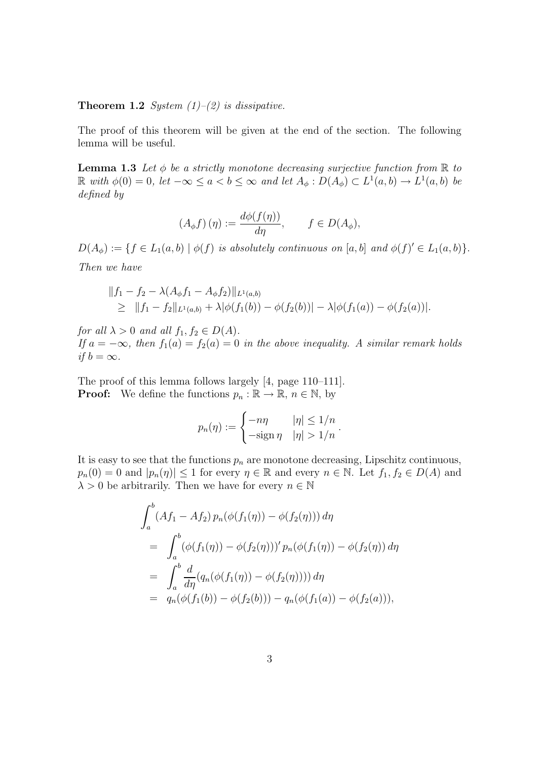**Theorem 1.2** *System (1)–(2) is dissipative.*

The proof of this theorem will be given at the end of the section. The following lemma will be useful.

**Lemma 1.3** *Let $\phi$ be a strictly monotone decreasing surjective function from $\mathbb{R}$ to $\mathbb{R}$ with $\phi(0) = 0$, let $-\infty \leq a < b \leq \infty$ and let $A_\phi : D(A_\phi) \subset L^1(a, b) \to L^1(a, b)$ be defined by*

$$(A_\phi f)(\eta) := \frac{d\phi(f(\eta))}{d\eta}, \qquad f \in D(A_\phi),$$

$D(A_\phi) := \{f \in L_1(a, b) \mid \phi(f)$ *is absolutely continuous on* $[a, b]$ *and* $\phi(f)' \in L_1(a, b)\}$.

*Then we have*

$$\begin{aligned}
&\|f_1 - f_2 - \lambda(A_\phi f_1 - A_\phi f_2)\|_{L^1(a,b)} \\
&\quad \geq \|f_1 - f_2\|_{L^1(a,b)} + \lambda|\phi(f_1(b)) - \phi(f_2(b))| - \lambda|\phi(f_1(a)) - \phi(f_2(a))|.
\end{aligned}$$

*for all $\lambda > 0$ and all $f_1, f_2 \in D(A)$.*
*If $a = -\infty$, then $f_1(a) = f_2(a) = 0$ in the above inequality. A similar remark holds if $b = \infty$.*

The proof of this lemma follows largely [4, page 110–111].
**Proof:** We define the functions $p_n : \mathbb{R} \to \mathbb{R}$, $n \in \mathbb{N}$, by

$$p_n(\eta) := \begin{cases} -n\eta & |\eta| \leq 1/n \\ -\text{sign}\,\eta & |\eta| > 1/n \end{cases}.$$

It is easy to see that the functions $p_n$ are monotone decreasing, Lipschitz continuous, $p_n(0) = 0$ and $|p_n(\eta)| \leq 1$ for every $\eta \in \mathbb{R}$ and every $n \in \mathbb{N}$. Let $f_1, f_2 \in D(A)$ and $\lambda > 0$ be arbitrarily. Then we have for every $n \in \mathbb{N}$

$$\begin{aligned}
&\int_a^b (Af_1 - Af_2)\, p_n(\phi(f_1(\eta)) - \phi(f_2(\eta)))\, d\eta \\
&= \int_a^b (\phi(f_1(\eta)) - \phi(f_2(\eta)))'\, p_n(\phi(f_1(\eta)) - \phi(f_2(\eta))\, d\eta \\
&= \int_a^b \frac{d}{d\eta}(q_n(\phi(f_1(\eta)) - \phi(f_2(\eta))))\, d\eta \\
&= q_n(\phi(f_1(b)) - \phi(f_2(b))) - q_n(\phi(f_1(a)) - \phi(f_2(a))),
\end{aligned}$$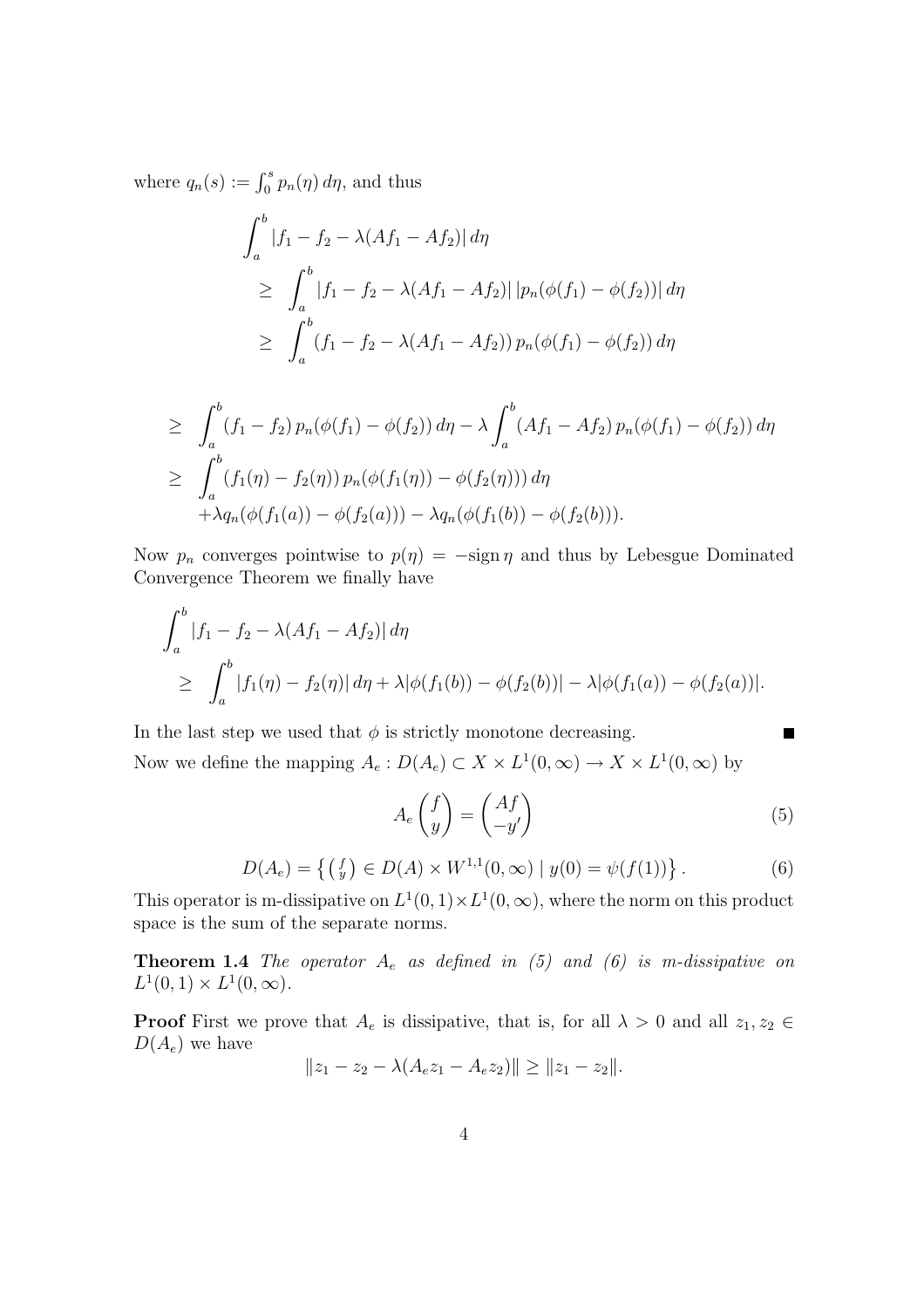where $q_n(s) := \int_0^s p_n(\eta)\, d\eta$, and thus

$$
\begin{aligned}
&\int_a^b |f_1 - f_2 - \lambda(Af_1 - Af_2)|\, d\eta \\
&\quad \geq \int_a^b |f_1 - f_2 - \lambda(Af_1 - Af_2)|\, |p_n(\phi(f_1) - \phi(f_2))|\, d\eta \\
&\quad \geq \int_a^b (f_1 - f_2 - \lambda(Af_1 - Af_2))\, p_n(\phi(f_1) - \phi(f_2))\, d\eta
\end{aligned}
$$

$$
\begin{aligned}
&\geq \int_a^b (f_1 - f_2)\, p_n(\phi(f_1) - \phi(f_2))\, d\eta - \lambda \int_a^b (Af_1 - Af_2)\, p_n(\phi(f_1) - \phi(f_2))\, d\eta \\
&\geq \int_a^b (f_1(\eta) - f_2(\eta))\, p_n(\phi(f_1(\eta)) - \phi(f_2(\eta)))\, d\eta \\
&\quad + \lambda q_n(\phi(f_1(a)) - \phi(f_2(a))) - \lambda q_n(\phi(f_1(b)) - \phi(f_2(b))).
\end{aligned}
$$

Now $p_n$ converges pointwise to $p(\eta) = -\operatorname{sign} \eta$ and thus by Lebesgue Dominated Convergence Theorem we finally have

$$
\begin{aligned}
&\int_a^b |f_1 - f_2 - \lambda(Af_1 - Af_2)|\, d\eta \\
&\quad \geq \int_a^b |f_1(\eta) - f_2(\eta)|\, d\eta + \lambda |\phi(f_1(b)) - \phi(f_2(b))| - \lambda |\phi(f_1(a)) - \phi(f_2(a))|.
\end{aligned}
$$

In the last step we used that $\phi$ is strictly monotone decreasing. ■

Now we define the mapping $A_e : D(A_e) \subset X \times L^1(0,\infty) \to X \times L^1(0,\infty)$ by

$$
A_e \begin{pmatrix} f \\ y \end{pmatrix} = \begin{pmatrix} Af \\ -y' \end{pmatrix} \tag{5}
$$

$$
D(A_e) = \left\{ \left( \begin{smallmatrix} f \\ y \end{smallmatrix} \right) \in D(A) \times W^{1,1}(0,\infty) \mid y(0) = \psi(f(1)) \right\}. \tag{6}
$$

This operator is m-dissipative on $L^1(0,1) \times L^1(0,\infty)$, where the norm on this product space is the sum of the separate norms.

**Theorem 1.4** *The operator $A_e$ as defined in (5) and (6) is m-dissipative on $L^1(0,1) \times L^1(0,\infty)$.*

**Proof** First we prove that $A_e$ is dissipative, that is, for all $\lambda > 0$ and all $z_1, z_2 \in D(A_e)$ we have

$$
\|z_1 - z_2 - \lambda(A_e z_1 - A_e z_2)\| \geq \|z_1 - z_2\|.
$$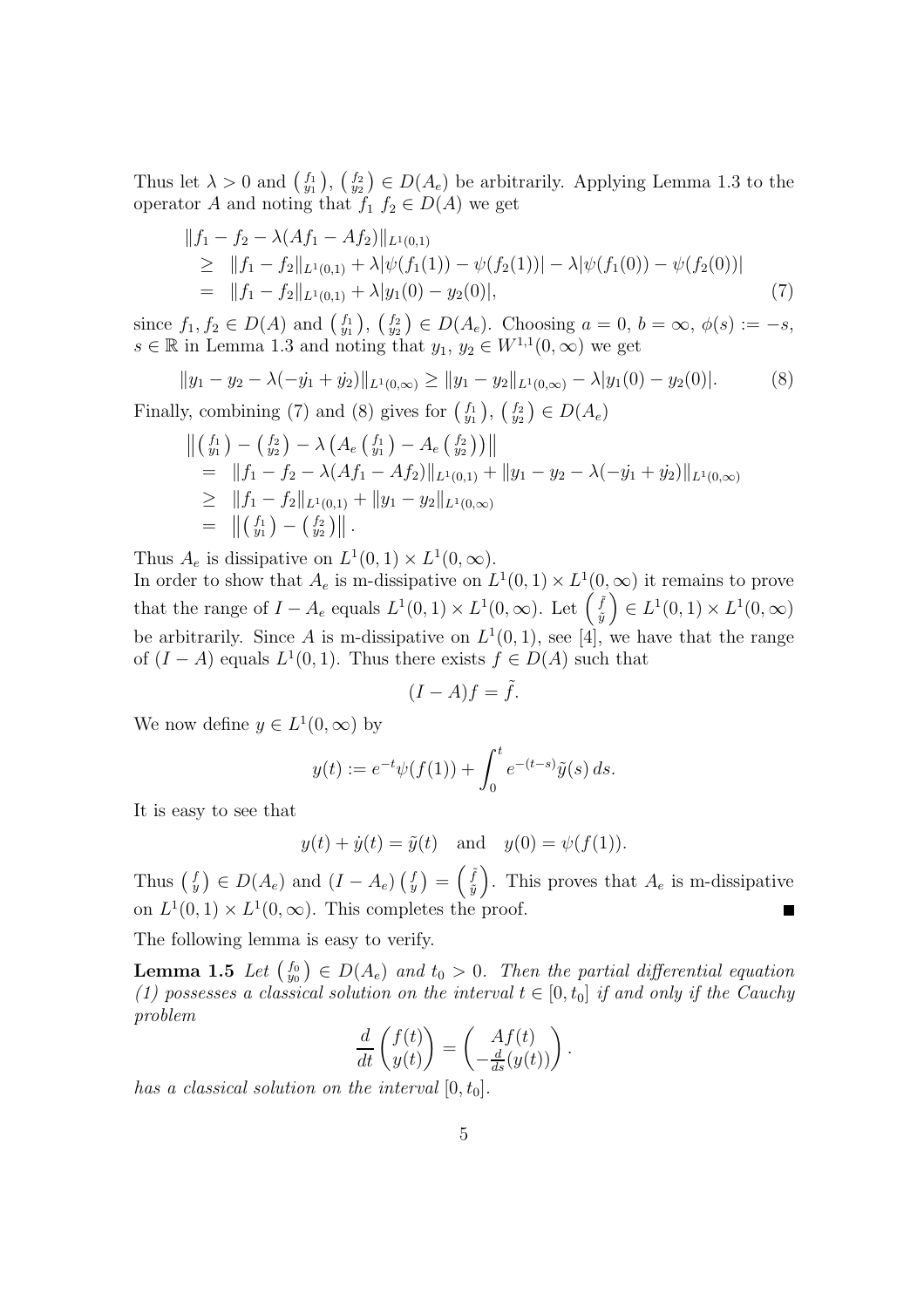Thus let $\lambda > 0$ and $\binom{f_1}{y_1}, \binom{f_2}{y_2} \in D(A_e)$ be arbitrarily. Applying Lemma 1.3 to the operator $A$ and noting that $f_1$ $f_2 \in D(A)$ we get

$$
\begin{aligned}
&\|f_1 - f_2 - \lambda(Af_1 - Af_2)\|_{L^1(0,1)} \\
&\geq \|f_1 - f_2\|_{L^1(0,1)} + \lambda|\psi(f_1(1)) - \psi(f_2(1))| - \lambda|\psi(f_1(0)) - \psi(f_2(0))| \\
&= \|f_1 - f_2\|_{L^1(0,1)} + \lambda|y_1(0) - y_2(0)|, \qquad (7)
\end{aligned}
$$

since $f_1, f_2 \in D(A)$ and $\binom{f_1}{y_1}, \binom{f_2}{y_2} \in D(A_e)$. Choosing $a = 0$, $b = \infty$, $\phi(s) := -s$, $s \in \mathbb{R}$ in Lemma 1.3 and noting that $y_1, y_2 \in W^{1,1}(0, \infty)$ we get

$$
\|y_1 - y_2 - \lambda(-\dot{y_1} + \dot{y_2})\|_{L^1(0,\infty)} \geq \|y_1 - y_2\|_{L^1(0,\infty)} - \lambda|y_1(0) - y_2(0)|. \qquad (8)
$$

Finally, combining (7) and (8) gives for $\binom{f_1}{y_1}, \binom{f_2}{y_2} \in D(A_e)$

$$
\begin{aligned}
&\left\| \binom{f_1}{y_1} - \binom{f_2}{y_2} - \lambda \left( A_e \binom{f_1}{y_1} - A_e \binom{f_2}{y_2} \right) \right\| \\
&= \|f_1 - f_2 - \lambda(Af_1 - Af_2)\|_{L^1(0,1)} + \|y_1 - y_2 - \lambda(-\dot{y_1} + \dot{y_2})\|_{L^1(0,\infty)} \\
&\geq \|f_1 - f_2\|_{L^1(0,1)} + \|y_1 - y_2\|_{L^1(0,\infty)} \\
&= \left\| \binom{f_1}{y_1} - \binom{f_2}{y_2} \right\|.
\end{aligned}
$$

Thus $A_e$ is dissipative on $L^1(0,1) \times L^1(0,\infty)$.

In order to show that $A_e$ is m-dissipative on $L^1(0,1) \times L^1(0,\infty)$ it remains to prove that the range of $I - A_e$ equals $L^1(0,1) \times L^1(0,\infty)$. Let $\binom{\tilde{f}}{\tilde{y}} \in L^1(0,1) \times L^1(0,\infty)$ be arbitrarily. Since $A$ is m-dissipative on $L^1(0,1)$, see [4], we have that the range of $(I - A)$ equals $L^1(0,1)$. Thus there exists $f \in D(A)$ such that

$$
(I - A)f = \tilde{f}.
$$

We now define $y \in L^1(0,\infty)$ by

$$
y(t) := e^{-t}\psi(f(1)) + \int_0^t e^{-(t-s)}\tilde{y}(s)\, ds.
$$

It is easy to see that

$$
y(t) + \dot{y}(t) = \tilde{y}(t) \quad \text{and} \quad y(0) = \psi(f(1)).
$$

Thus $\binom{f}{y} \in D(A_e)$ and $(I - A_e)\binom{f}{y} = \binom{\tilde{f}}{\tilde{y}}$. This proves that $A_e$ is m-dissipative on $L^1(0,1) \times L^1(0,\infty)$. This completes the proof. ∎

The following lemma is easy to verify.

**Lemma 1.5** *Let $\binom{f_0}{y_0} \in D(A_e)$ and $t_0 > 0$. Then the partial differential equation (1) possesses a classical solution on the interval $t \in [0, t_0]$ if and only if the Cauchy problem*

$$
\frac{d}{dt}\begin{pmatrix} f(t) \\ y(t) \end{pmatrix} = \begin{pmatrix} Af(t) \\ -\frac{d}{ds}(y(t)) \end{pmatrix}.
$$

*has a classical solution on the interval $[0, t_0]$.*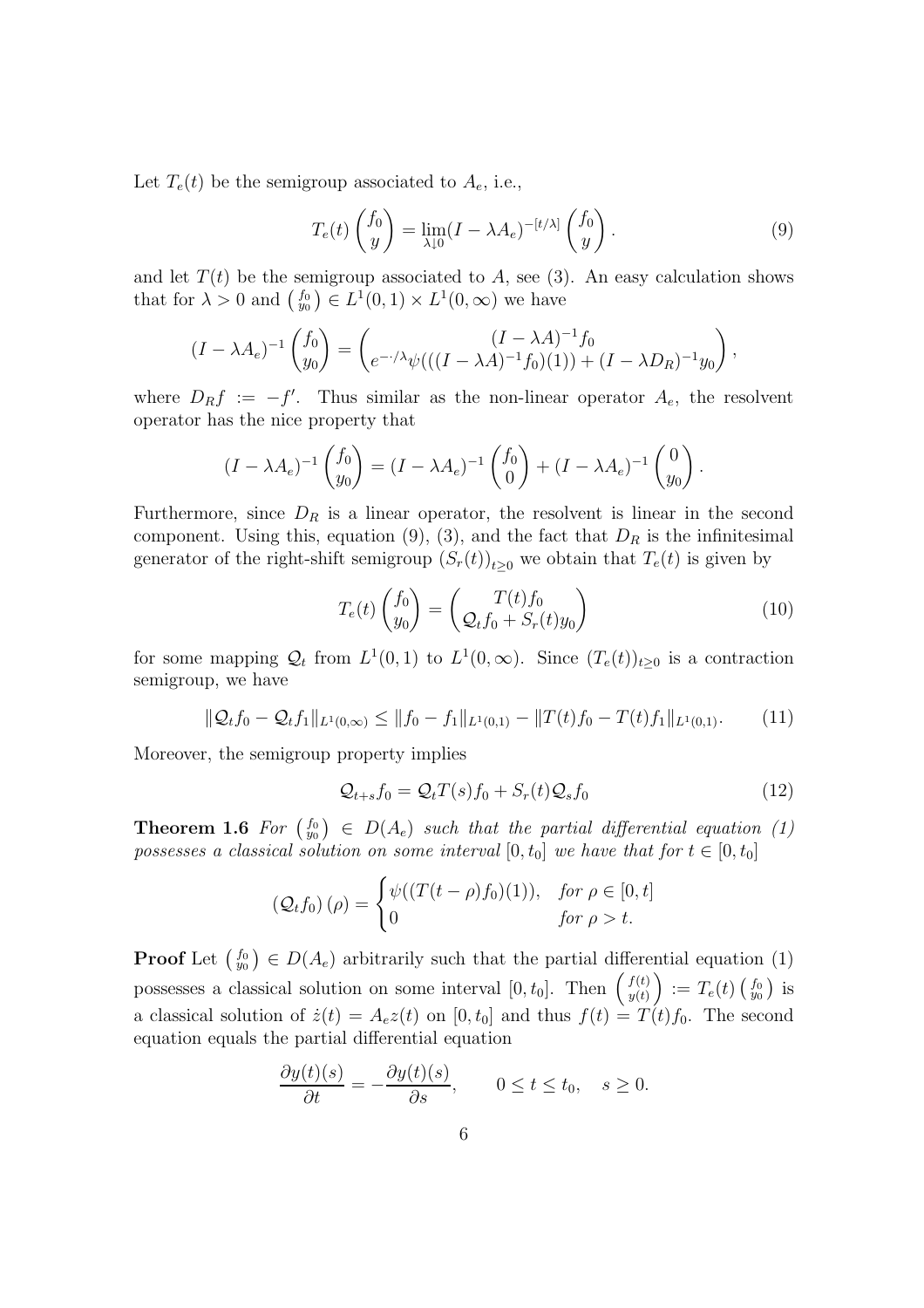Let $T_e(t)$ be the semigroup associated to $A_e$, i.e.,

$$T_e(t) \begin{pmatrix} f_0 \\ y \end{pmatrix} = \lim_{\lambda \downarrow 0} (I - \lambda A_e)^{-[t/\lambda]} \begin{pmatrix} f_0 \\ y \end{pmatrix}. \tag{9}$$

and let $T(t)$ be the semigroup associated to $A$, see (3). An easy calculation shows that for $\lambda > 0$ and $\binom{f_0}{y_0} \in L^1(0,1) \times L^1(0,\infty)$ we have

$$(I - \lambda A_e)^{-1} \begin{pmatrix} f_0 \\ y_0 \end{pmatrix} = \begin{pmatrix} (I - \lambda A)^{-1} f_0 \\ e^{-\cdot/\lambda} \psi(((I - \lambda A)^{-1} f_0)(1)) + (I - \lambda D_R)^{-1} y_0 \end{pmatrix},$$

where $D_R f := -f'$. Thus similar as the non-linear operator $A_e$, the resolvent operator has the nice property that

$$(I - \lambda A_e)^{-1} \begin{pmatrix} f_0 \\ y_0 \end{pmatrix} = (I - \lambda A_e)^{-1} \begin{pmatrix} f_0 \\ 0 \end{pmatrix} + (I - \lambda A_e)^{-1} \begin{pmatrix} 0 \\ y_0 \end{pmatrix}.$$

Furthermore, since $D_R$ is a linear operator, the resolvent is linear in the second component. Using this, equation (9), (3), and the fact that $D_R$ is the infinitesimal generator of the right-shift semigroup $(S_r(t))_{t \geq 0}$ we obtain that $T_e(t)$ is given by

$$T_e(t) \begin{pmatrix} f_0 \\ y_0 \end{pmatrix} = \begin{pmatrix} T(t) f_0 \\ \mathcal{Q}_t f_0 + S_r(t) y_0 \end{pmatrix} \tag{10}$$

for some mapping $\mathcal{Q}_t$ from $L^1(0,1)$ to $L^1(0,\infty)$. Since $(T_e(t))_{t \geq 0}$ is a contraction semigroup, we have

$$\|\mathcal{Q}_t f_0 - \mathcal{Q}_t f_1\|_{L^1(0,\infty)} \leq \|f_0 - f_1\|_{L^1(0,1)} - \|T(t) f_0 - T(t) f_1\|_{L^1(0,1)}. \tag{11}$$

Moreover, the semigroup property implies

$$\mathcal{Q}_{t+s} f_0 = \mathcal{Q}_t T(s) f_0 + S_r(t) \mathcal{Q}_s f_0 \tag{12}$$

**Theorem 1.6** *For $\binom{f_0}{y_0} \in D(A_e)$ such that the partial differential equation (1) possesses a classical solution on some interval $[0, t_0]$ we have that for $t \in [0, t_0]$*

$$(\mathcal{Q}_t f_0)(\rho) = \begin{cases} \psi((T(t-\rho) f_0)(1)), & \text{for } \rho \in [0,t] \\ 0 & \text{for } \rho > t. \end{cases}$$

**Proof** Let $\binom{f_0}{y_0} \in D(A_e)$ arbitrarily such that the partial differential equation (1) possesses a classical solution on some interval $[0, t_0]$. Then $\binom{f(t)}{y(t)} := T_e(t) \binom{f_0}{y_0}$ is a classical solution of $\dot{z}(t) = A_e z(t)$ on $[0, t_0]$ and thus $f(t) = T(t) f_0$. The second equation equals the partial differential equation

$$\frac{\partial y(t)(s)}{\partial t} = -\frac{\partial y(t)(s)}{\partial s}, \qquad 0 \leq t \leq t_0, \quad s \geq 0.$$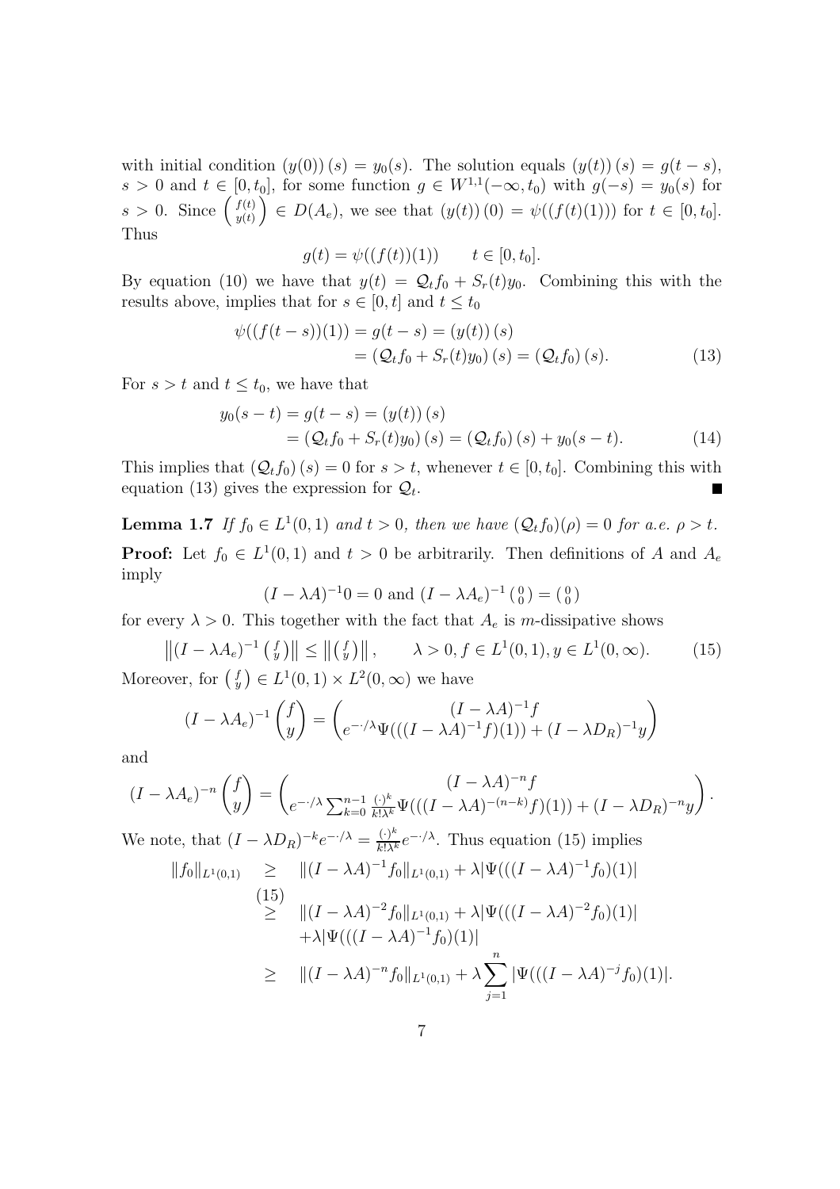with initial condition $(y(0))(s) = y_0(s)$. The solution equals $(y(t))(s) = g(t-s)$, $s > 0$ and $t \in [0, t_0]$, for some function $g \in W^{1,1}(-\infty, t_0)$ with $g(-s) = y_0(s)$ for $s > 0$. Since $\begin{pmatrix} f(t) \\ y(t) \end{pmatrix} \in D(A_e)$, we see that $(y(t))(0) = \psi((f(t)(1)))$ for $t \in [0, t_0]$. Thus

$$g(t) = \psi((f(t))(1)) \qquad t \in [0, t_0].$$

By equation (10) we have that $y(t) = \mathcal{Q}_t f_0 + S_r(t) y_0$. Combining this with the results above, implies that for $s \in [0, t]$ and $t \le t_0$

$$\begin{aligned} \psi((f(t-s))(1)) = g(t-s) &= (y(t))(s) \\ &= (\mathcal{Q}_t f_0 + S_r(t) y_0)(s) = (\mathcal{Q}_t f_0)(s). \end{aligned} \tag{13}$$

For $s > t$ and $t \le t_0$, we have that

$$\begin{aligned} y_0(s-t) = g(t-s) &= (y(t))(s) \\ &= (\mathcal{Q}_t f_0 + S_r(t) y_0)(s) = (\mathcal{Q}_t f_0)(s) + y_0(s-t). \end{aligned} \tag{14}$$

This implies that $(\mathcal{Q}_t f_0)(s) = 0$ for $s > t$, whenever $t \in [0, t_0]$. Combining this with equation (13) gives the expression for $\mathcal{Q}_t$. ∎

**Lemma 1.7** *If $f_0 \in L^1(0,1)$ and $t > 0$, then we have $(\mathcal{Q}_t f_0)(\rho) = 0$ for a.e. $\rho > t$.*

**Proof:** Let $f_0 \in L^1(0,1)$ and $t > 0$ be arbitrarily. Then definitions of $A$ and $A_e$ imply

$$(I - \lambda A)^{-1} 0 = 0 \text{ and } (I - \lambda A_e)^{-1} \begin{pmatrix} 0 \\ 0 \end{pmatrix} = \begin{pmatrix} 0 \\ 0 \end{pmatrix}$$

for every $\lambda > 0$. This together with the fact that $A_e$ is $m$-dissipative shows

$$\left\| (I - \lambda A_e)^{-1} \begin{pmatrix} f \\ y \end{pmatrix} \right\| \le \left\| \begin{pmatrix} f \\ y \end{pmatrix} \right\|, \qquad \lambda > 0, f \in L^1(0,1), y \in L^1(0,\infty). \tag{15}$$

Moreover, for $\begin{pmatrix} f \\ y \end{pmatrix} \in L^1(0,1) \times L^2(0,\infty)$ we have

$$(I - \lambda A_e)^{-1} \begin{pmatrix} f \\ y \end{pmatrix} = \begin{pmatrix} (I - \lambda A)^{-1} f \\ e^{-\cdot/\lambda} \Psi(((I - \lambda A)^{-1} f)(1)) + (I - \lambda D_R)^{-1} y \end{pmatrix}$$

and

$$(I - \lambda A_e)^{-n} \begin{pmatrix} f \\ y \end{pmatrix} = \begin{pmatrix} (I - \lambda A)^{-n} f \\ e^{-\cdot/\lambda} \sum_{k=0}^{n-1} \frac{(\cdot)^k}{k! \lambda^k} \Psi(((I - \lambda A)^{-(n-k)} f)(1)) + (I - \lambda D_R)^{-n} y \end{pmatrix}.$$

We note, that $(I - \lambda D_R)^{-k} e^{-\cdot/\lambda} = \frac{(\cdot)^k}{k! \lambda^k} e^{-\cdot/\lambda}$. Thus equation (15) implies

$$\begin{aligned} \|f_0\|_{L^1(0,1)} &\ge \|(I - \lambda A)^{-1} f_0\|_{L^1(0,1)} + \lambda |\Psi(((I - \lambda A)^{-1} f_0)(1)| \\ &\overset{(15)}{\ge} \|(I - \lambda A)^{-2} f_0\|_{L^1(0,1)} + \lambda |\Psi(((I - \lambda A)^{-2} f_0)(1)| \\ &\quad + \lambda |\Psi(((I - \lambda A)^{-1} f_0)(1)| \\ &\ge \|(I - \lambda A)^{-n} f_0\|_{L^1(0,1)} + \lambda \sum_{j=1}^{n} |\Psi(((I - \lambda A)^{-j} f_0)(1)|. \end{aligned}$$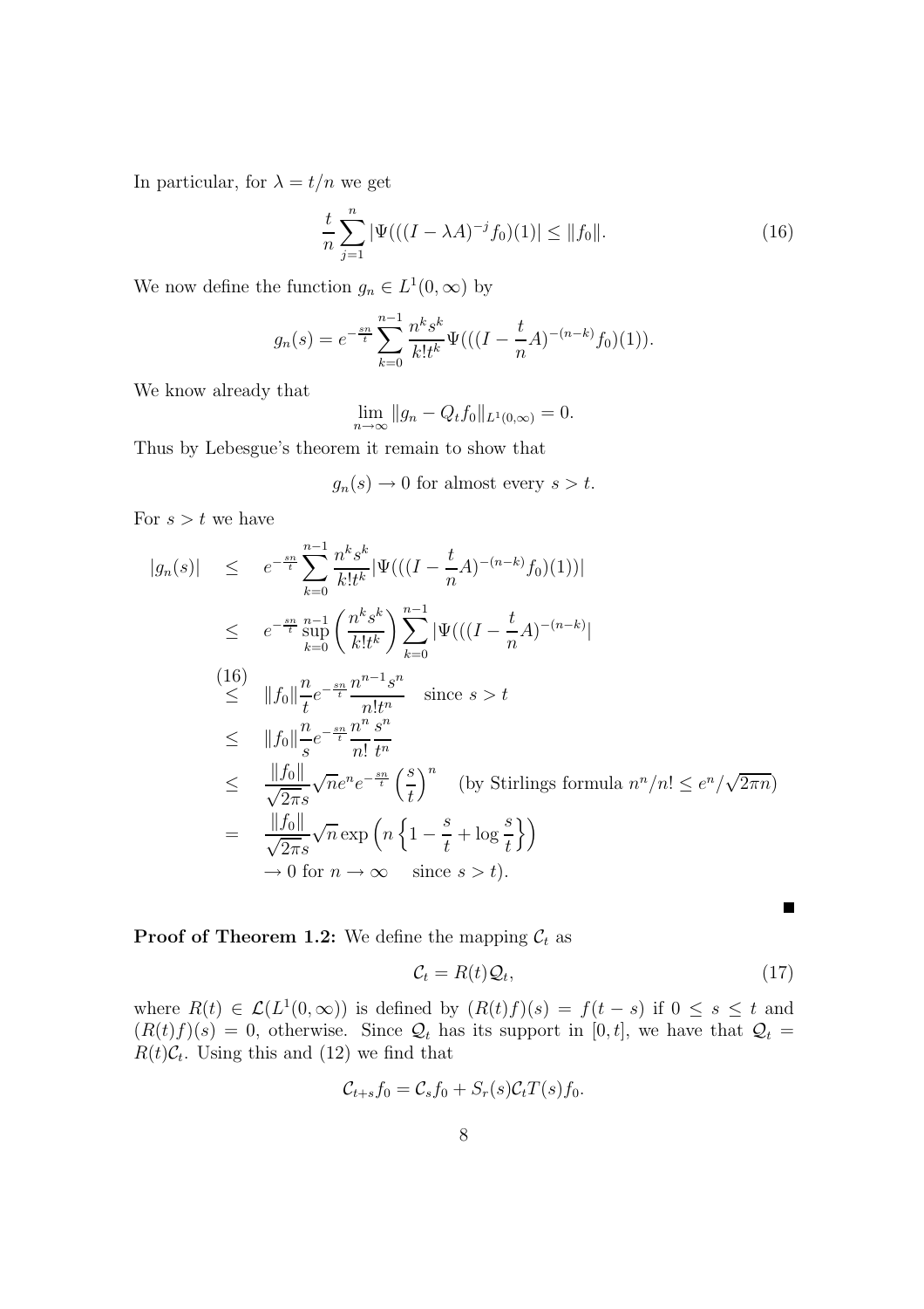In particular, for $\lambda = t/n$ we get

$$\frac{t}{n}\sum_{j=1}^{n} |\Psi(((I-\lambda A)^{-j} f_0)(1)| \le \|f_0\|. \tag{16}$$

We now define the function $g_n \in L^1(0,\infty)$ by

$$g_n(s) = e^{-\frac{sn}{t}} \sum_{k=0}^{n-1} \frac{n^k s^k}{k! t^k} \Psi(((I - \frac{t}{n}A)^{-(n-k)} f_0)(1)).$$

We know already that

$$\lim_{n\to\infty} \|g_n - Q_t f_0\|_{L^1(0,\infty)} = 0.$$

Thus by Lebesgue's theorem it remain to show that

$$g_n(s) \to 0 \text{ for almost every } s > t.$$

For $s > t$ we have

$$\begin{aligned}
|g_n(s)| &\le e^{-\frac{sn}{t}} \sum_{k=0}^{n-1} \frac{n^k s^k}{k! t^k} |\Psi(((I - \frac{t}{n}A)^{-(n-k)} f_0)(1))| \\
&\le e^{-\frac{sn}{t}} \sup_{k=0}^{n-1} \left( \frac{n^k s^k}{k! t^k} \right) \sum_{k=0}^{n-1} |\Psi(((I - \frac{t}{n}A)^{-(n-k)}| \\
&\overset{(16)}{\le} \|f_0\| \frac{n}{t} e^{-\frac{sn}{t}} \frac{n^{n-1} s^n}{n! t^n} \quad \text{since } s > t \\
&\le \|f_0\| \frac{n}{s} e^{-\frac{sn}{t}} \frac{n^n}{n!} \frac{s^n}{t^n} \\
&\le \frac{\|f_0\|}{\sqrt{2\pi} s} \sqrt{n} e^n e^{-\frac{sn}{t}} \left(\frac{s}{t}\right)^n \quad \text{(by Stirlings formula } n^n/n! \le e^n/\sqrt{2\pi n}) \\
&= \frac{\|f_0\|}{\sqrt{2\pi} s} \sqrt{n} \exp\left( n \left\{ 1 - \frac{s}{t} + \log \frac{s}{t} \right\} \right) \\
&\quad \to 0 \text{ for } n \to \infty \quad \text{since } s > t).
\end{aligned}$$

■

**Proof of Theorem 1.2:** We define the mapping $\mathcal{C}_t$ as

$$\mathcal{C}_t = R(t)\mathcal{Q}_t, \tag{17}$$

where $R(t) \in \mathcal{L}(L^1(0,\infty))$ is defined by $(R(t)f)(s) = f(t-s)$ if $0 \le s \le t$ and $(R(t)f)(s) = 0$, otherwise. Since $\mathcal{Q}_t$ has its support in $[0,t]$, we have that $\mathcal{Q}_t = R(t)\mathcal{C}_t$. Using this and (12) we find that

$$\mathcal{C}_{t+s} f_0 = \mathcal{C}_s f_0 + S_r(s)\mathcal{C}_t T(s) f_0.$$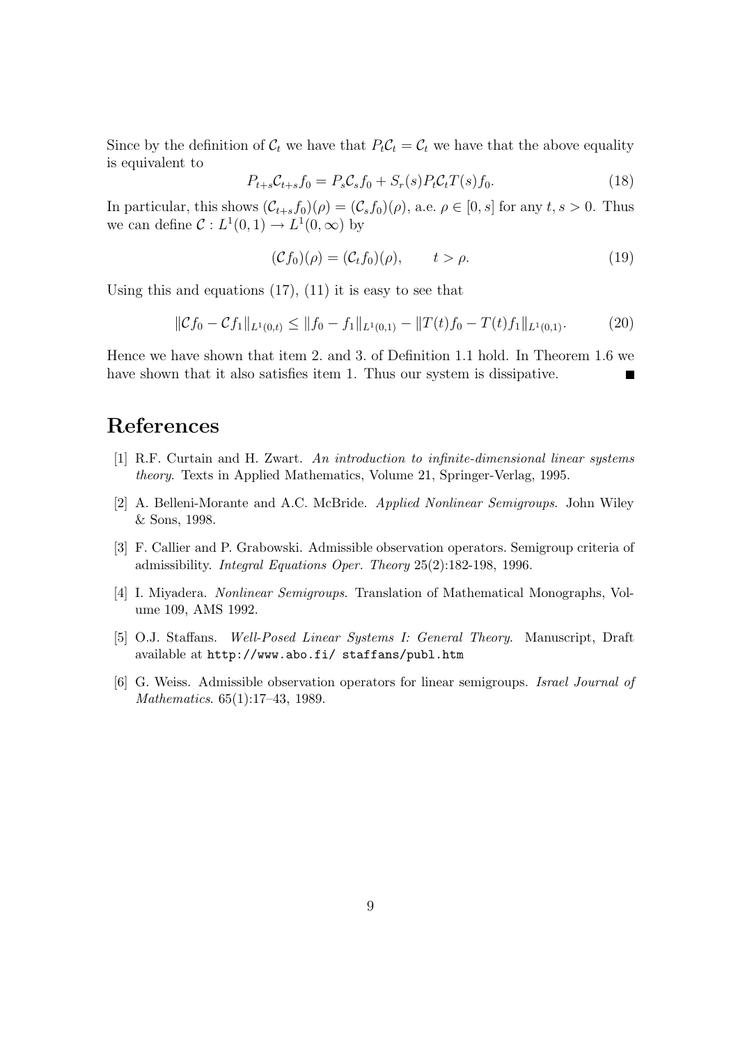Since by the definition of $\mathcal{C}_t$ we have that $P_t\mathcal{C}_t = \mathcal{C}_t$ we have that the above equality is equivalent to

$$P_{t+s}\mathcal{C}_{t+s}f_0 = P_s\mathcal{C}_sf_0 + S_r(s)P_t\mathcal{C}_tT(s)f_0. \tag{18}$$

In particular, this shows $(\mathcal{C}_{t+s}f_0)(\rho) = (\mathcal{C}_sf_0)(\rho)$, a.e. $\rho \in [0, s]$ for any $t, s > 0$. Thus we can define $\mathcal{C} : L^1(0, 1) \to L^1(0, \infty)$ by

$$(\mathcal{C}f_0)(\rho) = (\mathcal{C}_tf_0)(\rho), \qquad t > \rho. \tag{19}$$

Using this and equations (17), (11) it is easy to see that

$$\|\mathcal{C}f_0 - \mathcal{C}f_1\|_{L^1(0,t)} \leq \|f_0 - f_1\|_{L^1(0,1)} - \|T(t)f_0 - T(t)f_1\|_{L^1(0,1)}. \tag{20}$$

Hence we have shown that item 2. and 3. of Definition 1.1 hold. In Theorem 1.6 we have shown that it also satisfies item 1. Thus our system is dissipative. ∎

# References

[1] R.F. Curtain and H. Zwart. *An introduction to infinite-dimensional linear systems theory*. Texts in Applied Mathematics, Volume 21, Springer-Verlag, 1995.

[2] A. Belleni-Morante and A.C. McBride. *Applied Nonlinear Semigroups*. John Wiley & Sons, 1998.

[3] F. Callier and P. Grabowski. Admissible observation operators. Semigroup criteria of admissibility. *Integral Equations Oper. Theory* 25(2):182-198, 1996.

[4] I. Miyadera. *Nonlinear Semigroups*. Translation of Mathematical Monographs, Volume 109, AMS 1992.

[5] O.J. Staffans. *Well-Posed Linear Systems I: General Theory*. Manuscript, Draft available at `http://www.abo.fi/ staffans/publ.htm`

[6] G. Weiss. Admissible observation operators for linear semigroups. *Israel Journal of Mathematics*. 65(1):17–43, 1989.